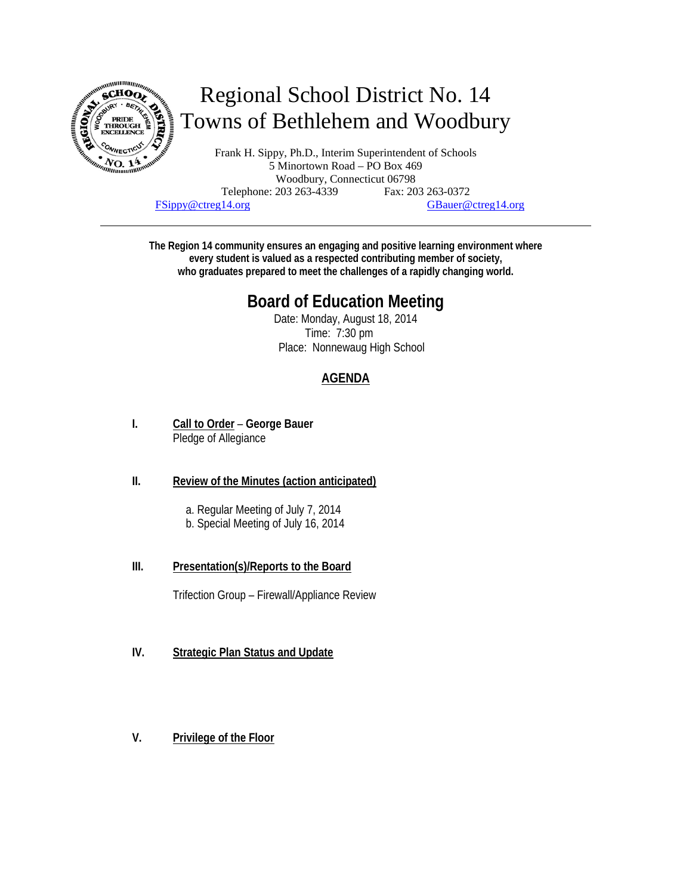# Regional School District No. 14
# Towns of Bethlehem and Woodbury

Frank H. Sippy, Ph.D., Interim Superintendent of Schools
5 Minortown Road – PO Box 469
Woodbury, Connecticut 06798
Telephone: 203 263-4339 Fax: 203 263-0372
FSippy@ctreg14.org GBauer@ctreg14.org

---

**The Region 14 community ensures an engaging and positive learning environment where every student is valued as a respected contributing member of society, who graduates prepared to meet the challenges of a rapidly changing world.**

## Board of Education Meeting

Date: Monday, August 18, 2014
Time: 7:30 pm
Place: Nonnewaug High School

### AGENDA

**I.** **Call to Order** – **George Bauer**
Pledge of Allegiance

**II.** **Review of the Minutes (action anticipated)**

a. Regular Meeting of July 7, 2014
b. Special Meeting of July 16, 2014

**III.** **Presentation(s)/Reports to the Board**

Trifection Group – Firewall/Appliance Review

**IV.** **Strategic Plan Status and Update**

**V.** **Privilege of the Floor**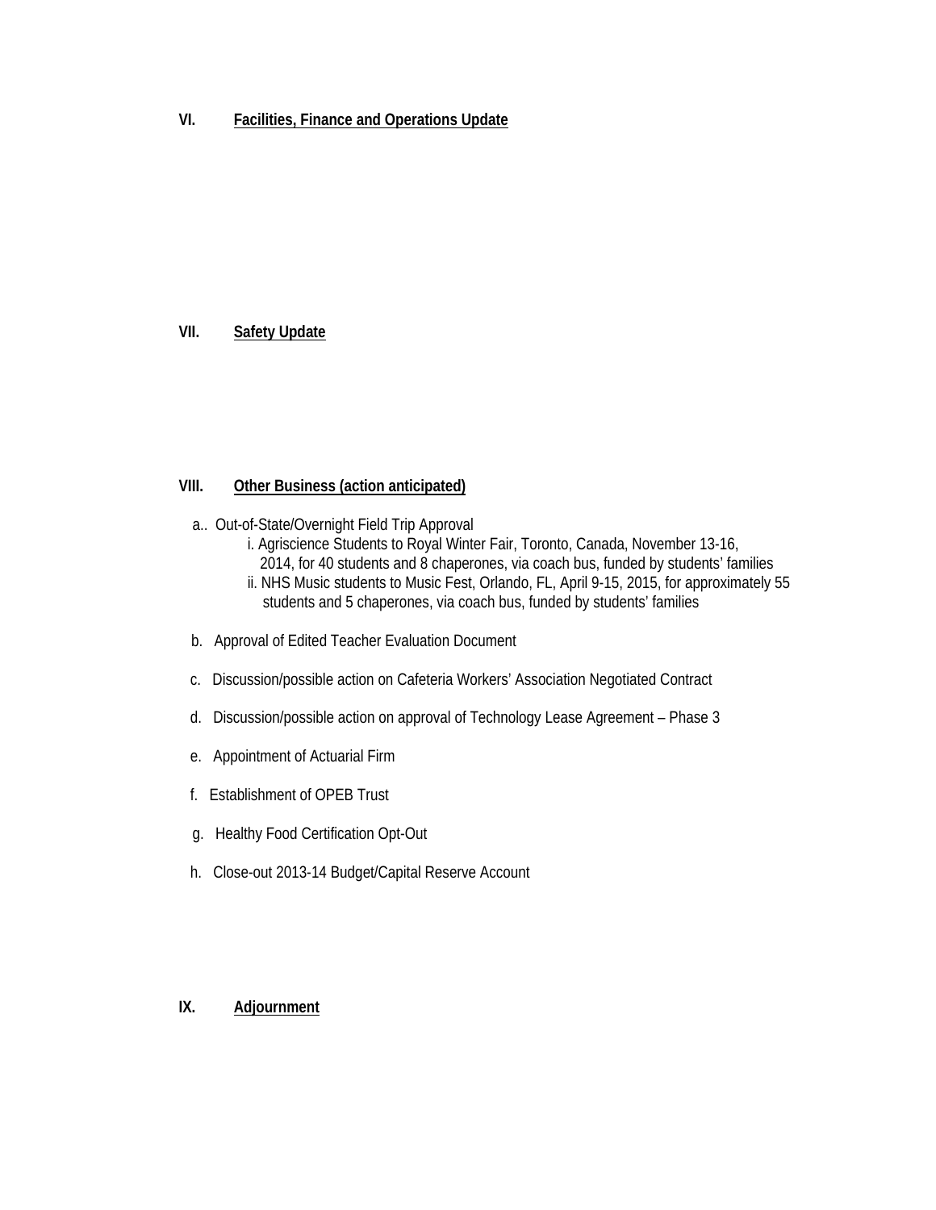## VI. Facilities, Finance and Operations Update

## VII. Safety Update

## VIII. Other Business (action anticipated)

a.. Out-of-State/Overnight Field Trip Approval
   - i. Agriscience Students to Royal Winter Fair, Toronto, Canada, November 13-16, 2014, for 40 students and 8 chaperones, via coach bus, funded by students' families
   - ii. NHS Music students to Music Fest, Orlando, FL, April 9-15, 2015, for approximately 55 students and 5 chaperones, via coach bus, funded by students' families

b. Approval of Edited Teacher Evaluation Document

c. Discussion/possible action on Cafeteria Workers' Association Negotiated Contract

d. Discussion/possible action on approval of Technology Lease Agreement – Phase 3

e. Appointment of Actuarial Firm

f. Establishment of OPEB Trust

g. Healthy Food Certification Opt-Out

h. Close-out 2013-14 Budget/Capital Reserve Account

## IX. Adjournment